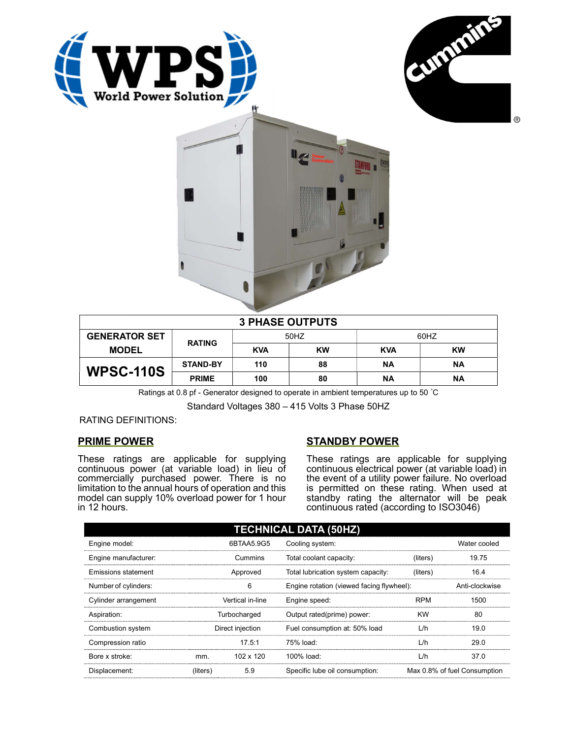| 3 PHASE OUTPUTS | | | | | |
|---|---|---|---|---|---|
| GENERATOR SET MODEL | RATING | 50HZ | | 60HZ | |
| | | KVA | KW | KVA | KW |
| **WPSC-110S** | STAND-BY | 110 | 88 | NA | NA |
| | PRIME | 100 | 80 | NA | NA |

Ratings at 0.8 pf - Generator designed to operate in ambient temperatures up to 50 ˚C

Standard Voltages 380 – 415 Volts 3 Phase 50HZ

RATING DEFINITIONS:

## PRIME POWER

These ratings are applicable for supplying continuous power (at variable load) in lieu of commercially purchased power. There is no limitation to the annual hours of operation and this model can supply 10% overload power for 1 hour in 12 hours.

## STANDBY POWER

These ratings are applicable for supplying continuous electrical power (at variable load) in the event of a utility power failure. No overload is permitted on these rating. When used at standby rating the alternator will be peak continuous rated (according to ISO3046)

| TECHNICAL DATA (50HZ) | | | | | |
|---|---|---|---|---|---|
| Engine model: | | 6BTAA5.9G5 | Cooling system: | | Water cooled |
| Engine manufacturer: | | Cummins | Total coolant capacity: | (liters) | 19.75 |
| Emissions statement | | Approved | Total lubrication system capacity: | (liters) | 16.4 |
| Number of cylinders: | | 6 | Engine rotation (viewed facing flywheel): | | Anti-clockwise |
| Cylinder arrangement | | Vertical in-line | Engine speed: | RPM | 1500 |
| Aspiration: | | Turbocharged | Output rated(prime) power: | KW | 80 |
| Combustion system | | Direct injection | Fuel consumption at: 50% load | L/h | 19.0 |
| Compression ratio | | 17.5:1 | 75% load: | L/h | 29.0 |
| Bore x stroke: | mm. | 102 x 120 | 100% load: | L/h | 37.0 |
| Displacement: | (liters) | 5.9 | Specific lube oil consumption: | | Max 0.8% of fuel Consumption |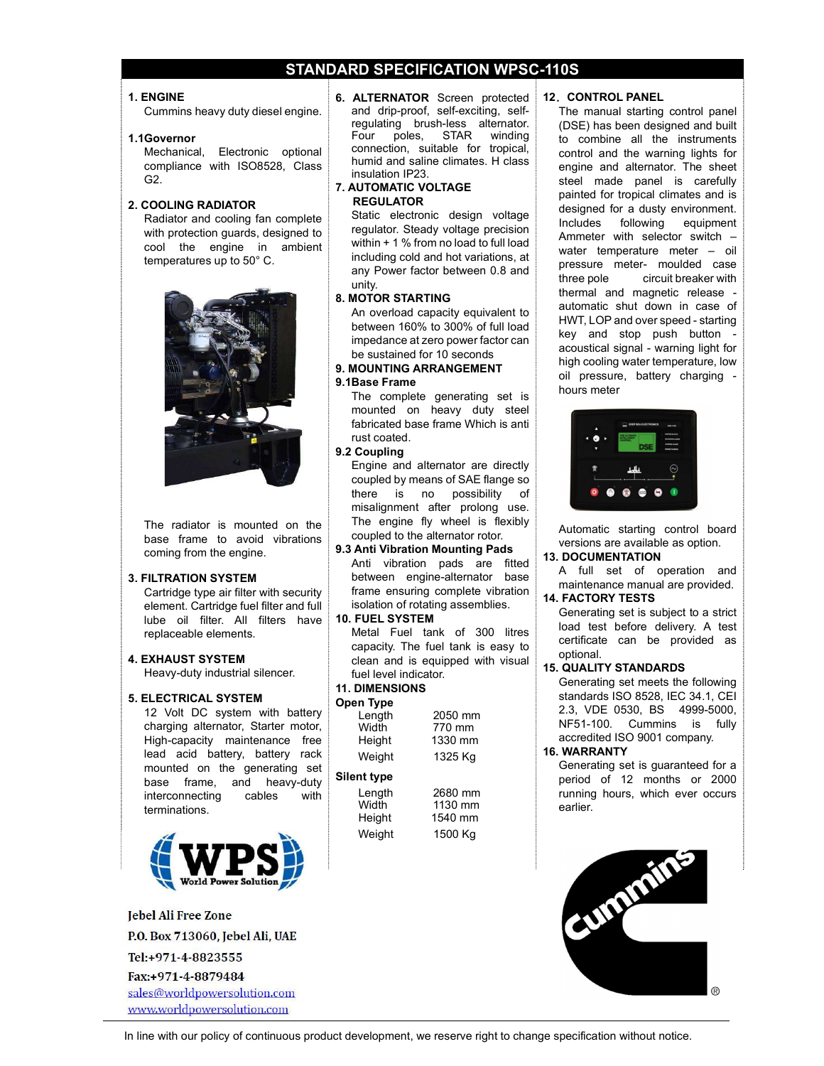# STANDARD SPECIFICATION WPSC-110S

## 1. ENGINE

Cummins heavy duty diesel engine.

### 1.1Governor

Mechanical, Electronic optional compliance with ISO8528, Class G2.

## 2. COOLING RADIATOR

Radiator and cooling fan complete with protection guards, designed to cool the engine in ambient temperatures up to 50° C.

The radiator is mounted on the base frame to avoid vibrations coming from the engine.

## 3. FILTRATION SYSTEM

Cartridge type air filter with security element. Cartridge fuel filter and full lube oil filter. All filters have replaceable elements.

## 4. EXHAUST SYSTEM

Heavy-duty industrial silencer.

## 5. ELECTRICAL SYSTEM

12 Volt DC system with battery charging alternator, Starter motor, High-capacity maintenance free lead acid battery, battery rack mounted on the generating set base frame, and heavy-duty interconnecting cables with terminations.

Jebel Ali Free Zone
P.O. Box 713060, Jebel Ali, UAE
Tel:+971-4-8823555
Fax:+971-4-8879484
sales@worldpowersolution.com
www.worldpowersolution.com

## 6. ALTERNATOR

Screen protected and drip-proof, self-exciting, self-regulating brush-less alternator. Four poles, STAR winding connection, suitable for tropical, humid and saline climates. H class insulation IP23.

## 7. AUTOMATIC VOLTAGE REGULATOR

Static electronic design voltage regulator. Steady voltage precision within + 1 % from no load to full load including cold and hot variations, at any Power factor between 0.8 and unity.

## 8. MOTOR STARTING

An overload capacity equivalent to between 160% to 300% of full load impedance at zero power factor can be sustained for 10 seconds

## 9. MOUNTING ARRANGEMENT

### 9.1Base Frame

The complete generating set is mounted on heavy duty steel fabricated base frame Which is anti rust coated.

### 9.2 Coupling

Engine and alternator are directly coupled by means of SAE flange so there is no possibility of misalignment after prolong use. The engine fly wheel is flexibly coupled to the alternator rotor.

### 9.3 Anti Vibration Mounting Pads

Anti vibration pads are fitted between engine-alternator base frame ensuring complete vibration isolation of rotating assemblies.

## 10. FUEL SYSTEM

Metal Fuel tank of 300 litres capacity. The fuel tank is easy to clean and is equipped with visual fuel level indicator.

## 11. DIMENSIONS

**Open Type**

| | |
|---|---|
| Length | 2050 mm |
| Width | 770 mm |
| Height | 1330 mm |
| Weight | 1325 Kg |

**Silent type**

| | |
|---|---|
| Length | 2680 mm |
| Width | 1130 mm |
| Height | 1540 mm |
| Weight | 1500 Kg |

## 12. CONTROL PANEL

The manual starting control panel (DSE) has been designed and built to combine all the instruments control and the warning lights for engine and alternator. The sheet steel made panel is carefully painted for tropical climates and is designed for a dusty environment. Includes following equipment Ammeter with selector switch – water temperature meter – oil pressure meter- moulded case three pole circuit breaker with thermal and magnetic release - automatic shut down in case of HWT, LOP and over speed - starting key and stop push button - acoustical signal - warning light for high cooling water temperature, low oil pressure, battery charging - hours meter

Automatic starting control board versions are available as option.

## 13. DOCUMENTATION

A full set of operation and maintenance manual are provided.

## 14. FACTORY TESTS

Generating set is subject to a strict load test before delivery. A test certificate can be provided as optional.

## 15. QUALITY STANDARDS

Generating set meets the following standards ISO 8528, IEC 34.1, CEI 2.3, VDE 0530, BS 4999-5000, NF51-100. Cummins is fully accredited ISO 9001 company.

## 16. WARRANTY

Generating set is guaranteed for a period of 12 months or 2000 running hours, which ever occurs earlier.

In line with our policy of continuous product development, we reserve right to change specification without notice.